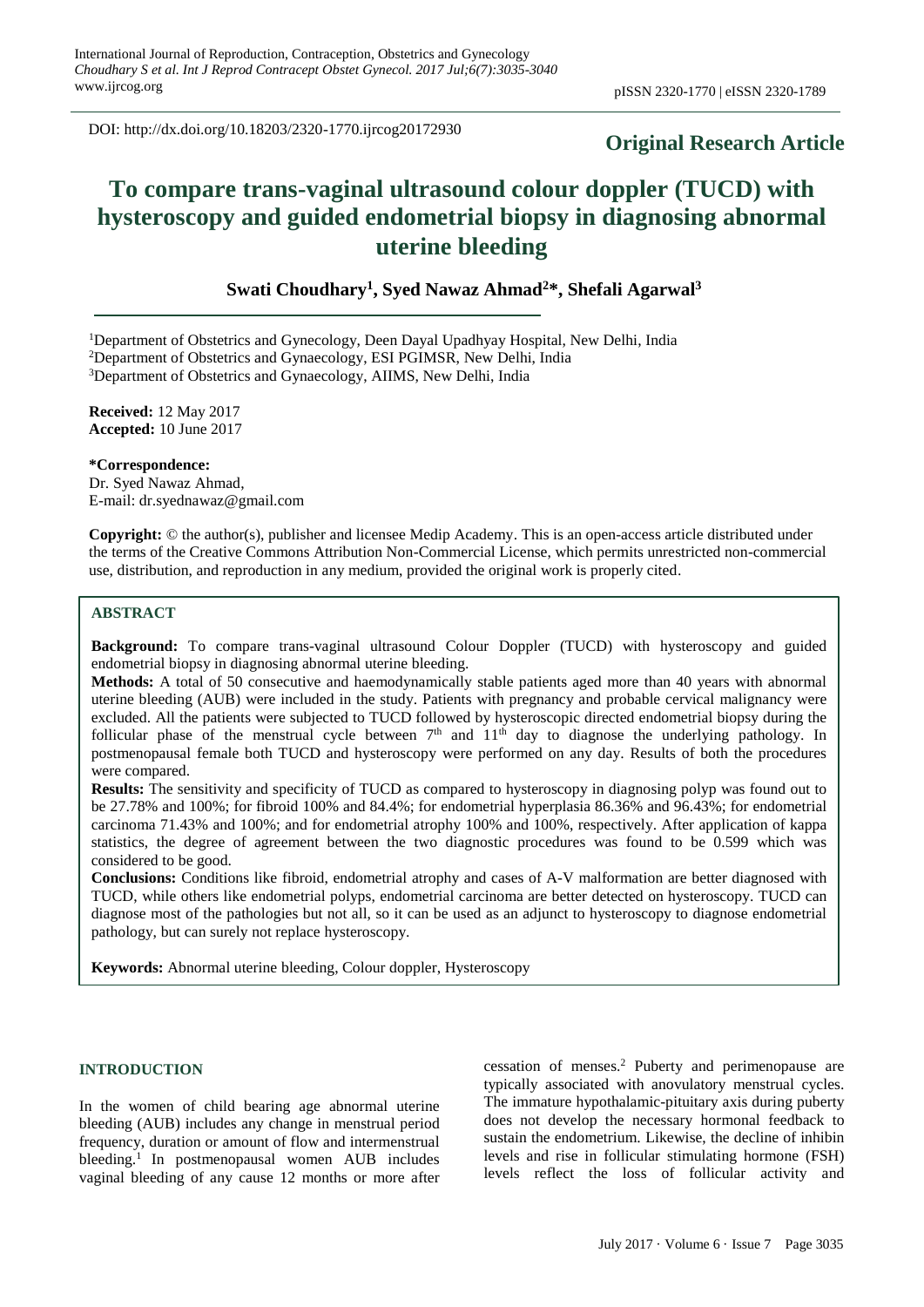DOI: http://dx.doi.org/10.18203/2320-1770.ijrcog20172930

**Original Research Article**

# To compare trans-vaginal ultrasound colour doppler (TUCD) with hysteroscopy and guided endometrial biopsy in diagnosing abnormal uterine bleeding

**Swati Choudhary[1], Syed Nawaz Ahmad[2]*, Shefali Agarwal[3]**

[1]Department of Obstetrics and Gynecology, Deen Dayal Upadhyay Hospital, New Delhi, India
[2]Department of Obstetrics and Gynaecology, ESI PGIMSR, New Delhi, India
[3]Department of Obstetrics and Gynaecology, AIIMS, New Delhi, India

**Received:** 12 May 2017
**Accepted:** 10 June 2017

**\*Correspondence:**
Dr. Syed Nawaz Ahmad,
E-mail: dr.syednawaz@gmail.com

**Copyright:** © the author(s), publisher and licensee Medip Academy. This is an open-access article distributed under the terms of the Creative Commons Attribution Non-Commercial License, which permits unrestricted non-commercial use, distribution, and reproduction in any medium, provided the original work is properly cited.

## ABSTRACT

**Background:** To compare trans-vaginal ultrasound Colour Doppler (TUCD) with hysteroscopy and guided endometrial biopsy in diagnosing abnormal uterine bleeding.

**Methods:** A total of 50 consecutive and haemodynamically stable patients aged more than 40 years with abnormal uterine bleeding (AUB) were included in the study. Patients with pregnancy and probable cervical malignancy were excluded. All the patients were subjected to TUCD followed by hysteroscopic directed endometrial biopsy during the follicular phase of the menstrual cycle between 7th and 11th day to diagnose the underlying pathology. In postmenopausal female both TUCD and hysteroscopy were performed on any day. Results of both the procedures were compared.

**Results:** The sensitivity and specificity of TUCD as compared to hysteroscopy in diagnosing polyp was found out to be 27.78% and 100%; for fibroid 100% and 84.4%; for endometrial hyperplasia 86.36% and 96.43%; for endometrial carcinoma 71.43% and 100%; and for endometrial atrophy 100% and 100%, respectively. After application of kappa statistics, the degree of agreement between the two diagnostic procedures was found to be 0.599 which was considered to be good.

**Conclusions:** Conditions like fibroid, endometrial atrophy and cases of A-V malformation are better diagnosed with TUCD, while others like endometrial polyps, endometrial carcinoma are better detected on hysteroscopy. TUCD can diagnose most of the pathologies but not all, so it can be used as an adjunct to hysteroscopy to diagnose endometrial pathology, but can surely not replace hysteroscopy.

**Keywords:** Abnormal uterine bleeding, Colour doppler, Hysteroscopy

## INTRODUCTION

In the women of child bearing age abnormal uterine bleeding (AUB) includes any change in menstrual period frequency, duration or amount of flow and intermenstrual bleeding.[1] In postmenopausal women AUB includes vaginal bleeding of any cause 12 months or more after cessation of menses.[2] Puberty and perimenopause are typically associated with anovulatory menstrual cycles. The immature hypothalamic-pituitary axis during puberty does not develop the necessary hormonal feedback to sustain the endometrium. Likewise, the decline of inhibin levels and rise in follicular stimulating hormone (FSH) levels reflect the loss of follicular activity and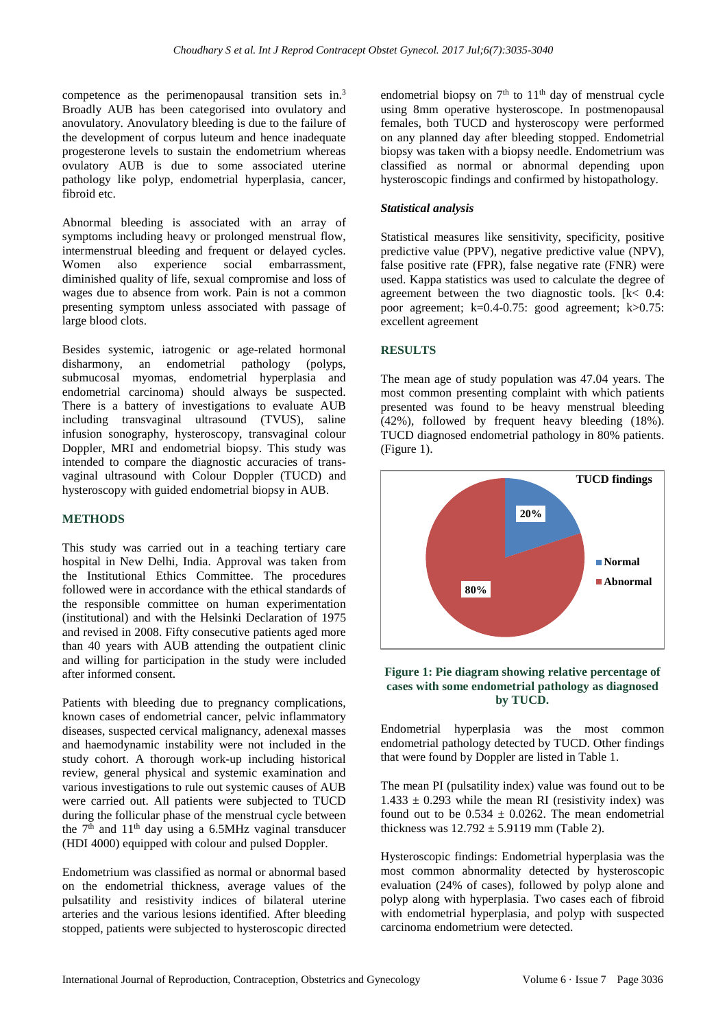competence as the perimenopausal transition sets in.[3] Broadly AUB has been categorised into ovulatory and anovulatory. Anovulatory bleeding is due to the failure of the development of corpus luteum and hence inadequate progesterone levels to sustain the endometrium whereas ovulatory AUB is due to some associated uterine pathology like polyp, endometrial hyperplasia, cancer, fibroid etc.

Abnormal bleeding is associated with an array of symptoms including heavy or prolonged menstrual flow, intermenstrual bleeding and frequent or delayed cycles. Women also experience social embarrassment, diminished quality of life, sexual compromise and loss of wages due to absence from work. Pain is not a common presenting symptom unless associated with passage of large blood clots.

Besides systemic, iatrogenic or age-related hormonal disharmony, an endometrial pathology (polyps, submucosal myomas, endometrial hyperplasia and endometrial carcinoma) should always be suspected. There is a battery of investigations to evaluate AUB including transvaginal ultrasound (TVUS), saline infusion sonography, hysteroscopy, transvaginal colour Doppler, MRI and endometrial biopsy. This study was intended to compare the diagnostic accuracies of trans-vaginal ultrasound with Colour Doppler (TUCD) and hysteroscopy with guided endometrial biopsy in AUB.

## METHODS

This study was carried out in a teaching tertiary care hospital in New Delhi, India. Approval was taken from the Institutional Ethics Committee. The procedures followed were in accordance with the ethical standards of the responsible committee on human experimentation (institutional) and with the Helsinki Declaration of 1975 and revised in 2008. Fifty consecutive patients aged more than 40 years with AUB attending the outpatient clinic and willing for participation in the study were included after informed consent.

Patients with bleeding due to pregnancy complications, known cases of endometrial cancer, pelvic inflammatory diseases, suspected cervical malignancy, adenexal masses and haemodynamic instability were not included in the study cohort. A thorough work-up including historical review, general physical and systemic examination and various investigations to rule out systemic causes of AUB were carried out. All patients were subjected to TUCD during the follicular phase of the menstrual cycle between the 7[th] and 11[th] day using a 6.5MHz vaginal transducer (HDI 4000) equipped with colour and pulsed Doppler.

Endometrium was classified as normal or abnormal based on the endometrial thickness, average values of the pulsatility and resistivity indices of bilateral uterine arteries and the various lesions identified. After bleeding stopped, patients were subjected to hysteroscopic directed endometrial biopsy on 7[th] to 11[th] day of menstrual cycle using 8mm operative hysteroscope. In postmenopausal females, both TUCD and hysteroscopy were performed on any planned day after bleeding stopped. Endometrial biopsy was taken with a biopsy needle. Endometrium was classified as normal or abnormal depending upon hysteroscopic findings and confirmed by histopathology.

### *Statistical analysis*

Statistical measures like sensitivity, specificity, positive predictive value (PPV), negative predictive value (NPV), false positive rate (FPR), false negative rate (FNR) were used. Kappa statistics was used to calculate the degree of agreement between the two diagnostic tools. [$k < 0.4$: poor agreement; $k=0.4\text{-}0.75$: good agreement; $k>0.75$: excellent agreement

## RESULTS

The mean age of study population was 47.04 years. The most common presenting complaint with which patients presented was found to be heavy menstrual bleeding (42%), followed by frequent heavy bleeding (18%). TUCD diagnosed endometrial pathology in 80% patients. (Figure 1).

**Figure 1: Pie diagram showing relative percentage of cases with some endometrial pathology as diagnosed by TUCD.**

Endometrial hyperplasia was the most common endometrial pathology detected by TUCD. Other findings that were found by Doppler are listed in Table 1.

The mean PI (pulsatility index) value was found out to be $1.433 \pm 0.293$ while the mean RI (resistivity index) was found out to be $0.534 \pm 0.0262$. The mean endometrial thickness was $12.792 \pm 5.9119$ mm (Table 2).

Hysteroscopic findings: Endometrial hyperplasia was the most common abnormality detected by hysteroscopic evaluation (24% of cases), followed by polyp alone and polyp along with hyperplasia. Two cases each of fibroid with endometrial hyperplasia, and polyp with suspected carcinoma endometrium were detected.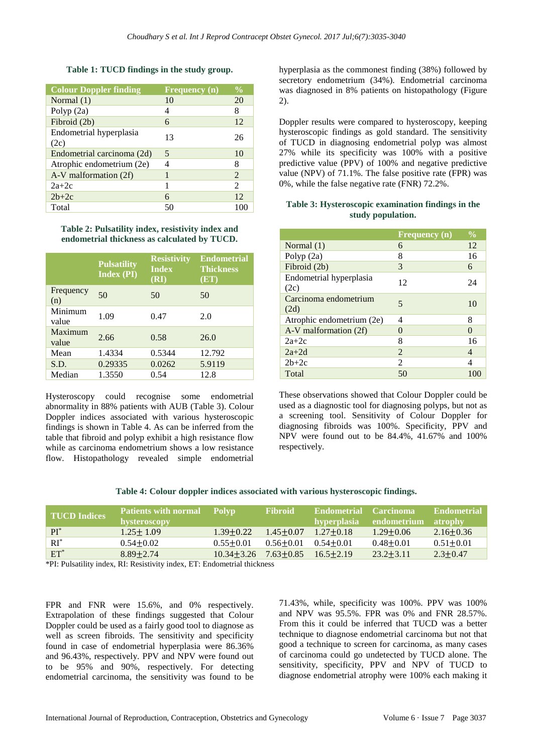**Table 1: TUCD findings in the study group.**

| Colour Doppler finding | Frequency (n) | % |
|---|---|---|
| Normal (1) | 10 | 20 |
| Polyp (2a) | 4 | 8 |
| Fibroid (2b) | 6 | 12 |
| Endometrial hyperplasia (2c) | 13 | 26 |
| Endometrial carcinoma (2d) | 5 | 10 |
| Atrophic endometrium (2e) | 4 | 8 |
| A-V malformation (2f) | 1 | 2 |
| 2a+2c | 1 | 2 |
| 2b+2c | 6 | 12 |
| Total | 50 | 100 |

**Table 2: Pulsatility index, resistivity index and endometrial thickness as calculated by TUCD.**

| | Pulsatility Index (PI) | Resistivity Index (RI) | Endometrial Thickness (ET) |
|---|---|---|---|
| Frequency (n) | 50 | 50 | 50 |
| Minimum value | 1.09 | 0.47 | 2.0 |
| Maximum value | 2.66 | 0.58 | 26.0 |
| Mean | 1.4334 | 0.5344 | 12.792 |
| S.D. | 0.29335 | 0.0262 | 5.9119 |
| Median | 1.3550 | 0.54 | 12.8 |

Hysteroscopy could recognise some endometrial abnormality in 88% patients with AUB (Table 3). Colour Doppler indices associated with various hysteroscopic findings is shown in Table 4. As can be inferred from the table that fibroid and polyp exhibit a high resistance flow while as carcinoma endometrium shows a low resistance flow. Histopathology revealed simple endometrial hyperplasia as the commonest finding (38%) followed by secretory endometrium (34%). Endometrial carcinoma was diagnosed in 8% patients on histopathology (Figure 2).

Doppler results were compared to hysteroscopy, keeping hysteroscopic findings as gold standard. The sensitivity of TUCD in diagnosing endometrial polyp was almost 27% while its specificity was 100% with a positive predictive value (PPV) of 100% and negative predictive value (NPV) of 71.1%. The false positive rate (FPR) was 0%, while the false negative rate (FNR) 72.2%.

**Table 3: Hysteroscopic examination findings in the study population.**

| | Frequency (n) | % |
|---|---|---|
| Normal (1) | 6 | 12 |
| Polyp (2a) | 8 | 16 |
| Fibroid (2b) | 3 | 6 |
| Endometrial hyperplasia (2c) | 12 | 24 |
| Carcinoma endometrium (2d) | 5 | 10 |
| Atrophic endometrium (2e) | 4 | 8 |
| A-V malformation (2f) | 0 | 0 |
| 2a+2c | 8 | 16 |
| 2a+2d | 2 | 4 |
| 2b+2c | 2 | 4 |
| Total | 50 | 100 |

These observations showed that Colour Doppler could be used as a diagnostic tool for diagnosing polyps, but not as a screening tool. Sensitivity of Colour Doppler for diagnosing fibroids was 100%. Specificity, PPV and NPV were found out to be 84.4%, 41.67% and 100% respectively.

**Table 4: Colour doppler indices associated with various hysteroscopic findings.**

| TUCD Indices | Patients with normal hysteroscopy | Polyp | Fibroid | Endometrial hyperplasia | Carcinoma endometrium | Endometrial atrophy |
|---|---|---|---|---|---|---|
| PI* | 1.25± 1.09 | 1.39±0.22 | 1.45±0.07 | 1.27±0.18 | 1.29±0.06 | 2.16±0.36 |
| RI* | 0.54±0.02 | 0.55±0.01 | 0.56±0.01 | 0.54±0.01 | 0.48±0.01 | 0.51±0.01 |
| ET* | 8.89±2.74 | 10.34±3.26 | 7.63±0.85 | 16.5±2.19 | 23.2±3.11 | 2.3±0.47 |

*PI: Pulsatility index, RI: Resistivity index, ET: Endometrial thickness

FPR and FNR were 15.6%, and 0% respectively. Extrapolation of these findings suggested that Colour Doppler could be used as a fairly good tool to diagnose as well as screen fibroids. The sensitivity and specificity found in case of endometrial hyperplasia were 86.36% and 96.43%, respectively. PPV and NPV were found out to be 95% and 90%, respectively. For detecting endometrial carcinoma, the sensitivity was found to be 71.43%, while, specificity was 100%. PPV was 100% and NPV was 95.5%. FPR was 0% and FNR 28.57%. From this it could be inferred that TUCD was a better technique to diagnose endometrial carcinoma but not that good a technique to screen for carcinoma, as many cases of carcinoma could go undetected by TUCD alone. The sensitivity, specificity, PPV and NPV of TUCD to diagnose endometrial atrophy were 100% each making it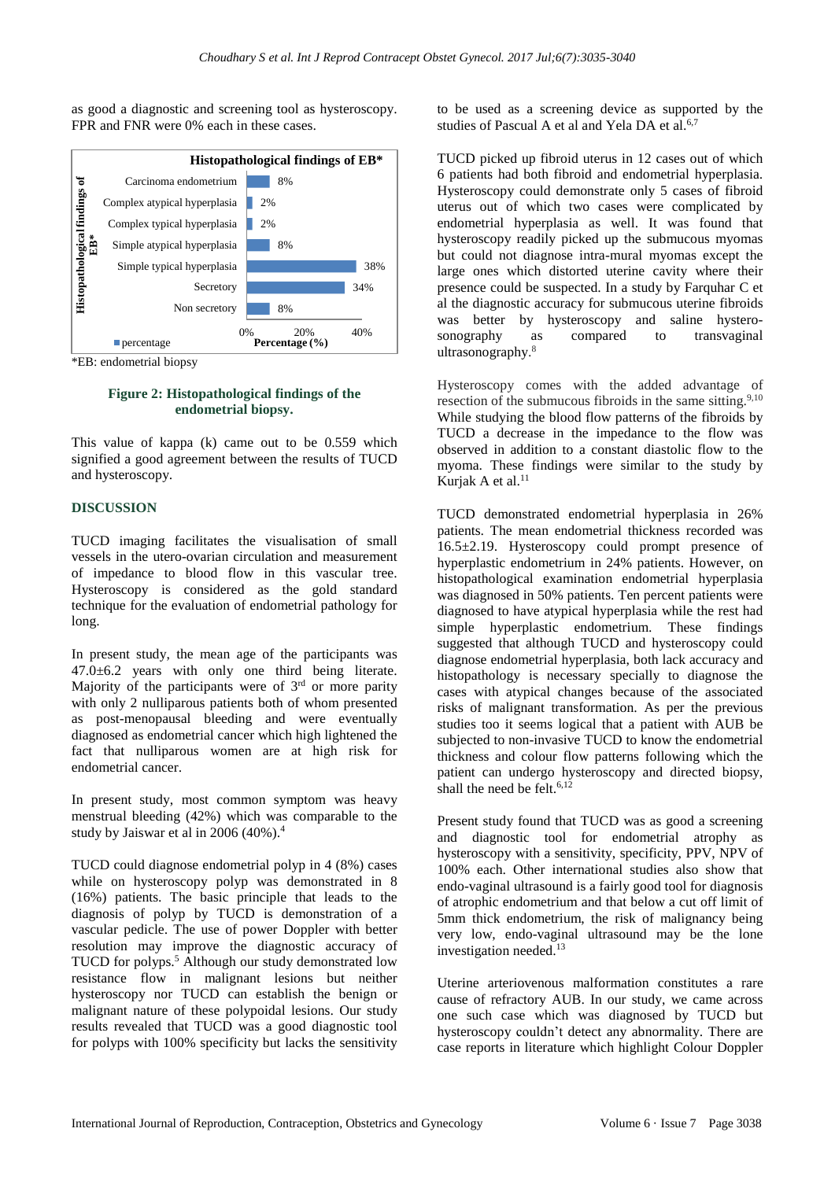as good a diagnostic and screening tool as hysteroscopy. FPR and FNR were 0% each in these cases.

| Histopathological findings of EB* | Percentage (%) |
|---|---|
| Carcinoma endometrium | 8% |
| Complex atypical hyperplasia | 2% |
| Complex typical hyperplasia | 2% |
| Simple atypical hyperplasia | 8% |
| Simple typical hyperplasia | 38% |
| Secretory | 34% |
| Non secretory | 8% |

*EB: endometrial biopsy

**Figure 2: Histopathological findings of the endometrial biopsy.**

This value of kappa (k) came out to be 0.559 which signified a good agreement between the results of TUCD and hysteroscopy.

## DISCUSSION

TUCD imaging facilitates the visualisation of small vessels in the utero-ovarian circulation and measurement of impedance to blood flow in this vascular tree. Hysteroscopy is considered as the gold standard technique for the evaluation of endometrial pathology for long.

In present study, the mean age of the participants was 47.0±6.2 years with only one third being literate. Majority of the participants were of 3rd or more parity with only 2 nulliparous patients both of whom presented as post-menopausal bleeding and were eventually diagnosed as endometrial cancer which high lightened the fact that nulliparous women are at high risk for endometrial cancer.

In present study, most common symptom was heavy menstrual bleeding (42%) which was comparable to the study by Jaiswar et al in 2006 (40%).[4]

TUCD could diagnose endometrial polyp in 4 (8%) cases while on hysteroscopy polyp was demonstrated in 8 (16%) patients. The basic principle that leads to the diagnosis of polyp by TUCD is demonstration of a vascular pedicle. The use of power Doppler with better resolution may improve the diagnostic accuracy of TUCD for polyps.[5] Although our study demonstrated low resistance flow in malignant lesions but neither hysteroscopy nor TUCD can establish the benign or malignant nature of these polypoidal lesions. Our study results revealed that TUCD was a good diagnostic tool for polyps with 100% specificity but lacks the sensitivity to be used as a screening device as supported by the studies of Pascual A et al and Yela DA et al.[6,7]

TUCD picked up fibroid uterus in 12 cases out of which 6 patients had both fibroid and endometrial hyperplasia. Hysteroscopy could demonstrate only 5 cases of fibroid uterus out of which two cases were complicated by endometrial hyperplasia as well. It was found that hysteroscopy readily picked up the submucous myomas but could not diagnose intra-mural myomas except the large ones which distorted uterine cavity where their presence could be suspected. In a study by Farquhar C et al the diagnostic accuracy for submucous uterine fibroids was better by hysteroscopy and saline hysterosonography as compared to transvaginal ultrasonography.[8]

Hysteroscopy comes with the added advantage of resection of the submucous fibroids in the same sitting.[9,10] While studying the blood flow patterns of the fibroids by TUCD a decrease in the impedance to the flow was observed in addition to a constant diastolic flow to the myoma. These findings were similar to the study by Kurjak A et al.[11]

TUCD demonstrated endometrial hyperplasia in 26% patients. The mean endometrial thickness recorded was 16.5±2.19. Hysteroscopy could prompt presence of hyperplastic endometrium in 24% patients. However, on histopathological examination endometrial hyperplasia was diagnosed in 50% patients. Ten percent patients were diagnosed to have atypical hyperplasia while the rest had simple hyperplastic endometrium. These findings suggested that although TUCD and hysteroscopy could diagnose endometrial hyperplasia, both lack accuracy and histopathology is necessary specially to diagnose the cases with atypical changes because of the associated risks of malignant transformation. As per the previous studies too it seems logical that a patient with AUB be subjected to non-invasive TUCD to know the endometrial thickness and colour flow patterns following which the patient can undergo hysteroscopy and directed biopsy, shall the need be felt.[6,12]

Present study found that TUCD was as good a screening and diagnostic tool for endometrial atrophy as hysteroscopy with a sensitivity, specificity, PPV, NPV of 100% each. Other international studies also show that endo-vaginal ultrasound is a fairly good tool for diagnosis of atrophic endometrium and that below a cut off limit of 5mm thick endometrium, the risk of malignancy being very low, endo-vaginal ultrasound may be the lone investigation needed.[13]

Uterine arteriovenous malformation constitutes a rare cause of refractory AUB. In our study, we came across one such case which was diagnosed by TUCD but hysteroscopy couldn't detect any abnormality. There are case reports in literature which highlight Colour Doppler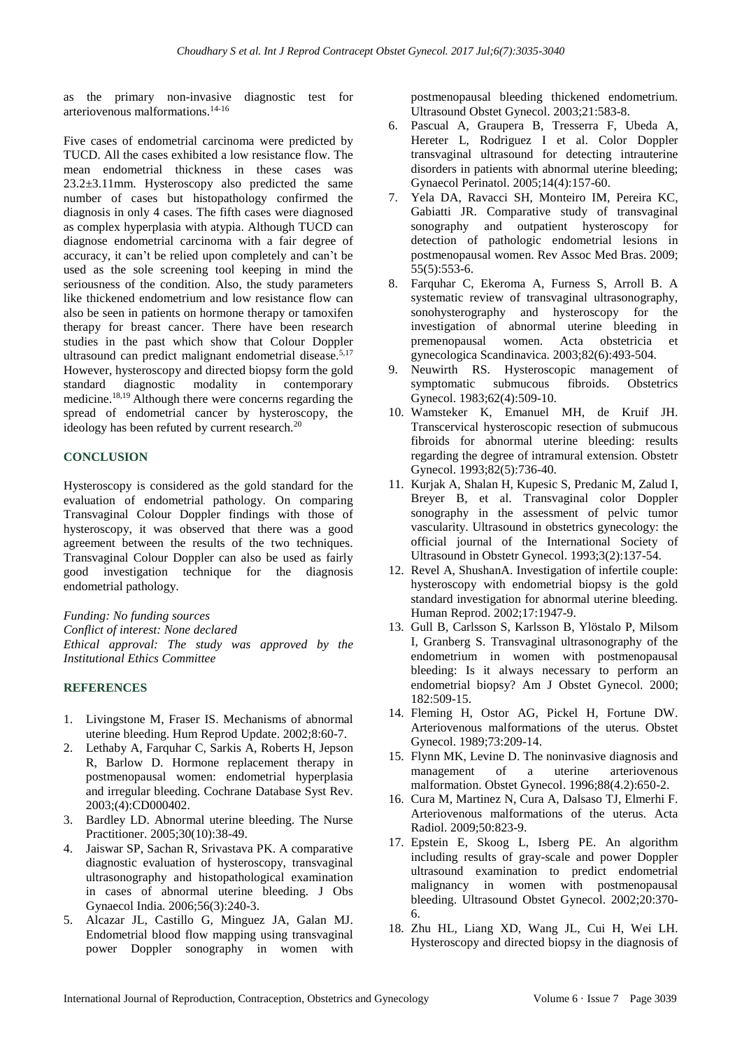as the primary non-invasive diagnostic test for arteriovenous malformations.[14-16]

Five cases of endometrial carcinoma were predicted by TUCD. All the cases exhibited a low resistance flow. The mean endometrial thickness in these cases was 23.2±3.11mm. Hysteroscopy also predicted the same number of cases but histopathology confirmed the diagnosis in only 4 cases. The fifth cases were diagnosed as complex hyperplasia with atypia. Although TUCD can diagnose endometrial carcinoma with a fair degree of accuracy, it can't be relied upon completely and can't be used as the sole screening tool keeping in mind the seriousness of the condition. Also, the study parameters like thickened endometrium and low resistance flow can also be seen in patients on hormone therapy or tamoxifen therapy for breast cancer. There have been research studies in the past which show that Colour Doppler ultrasound can predict malignant endometrial disease.[5,17] However, hysteroscopy and directed biopsy form the gold standard diagnostic modality in contemporary medicine.[18,19] Although there were concerns regarding the spread of endometrial cancer by hysteroscopy, the ideology has been refuted by current research.[20]

## CONCLUSION

Hysteroscopy is considered as the gold standard for the evaluation of endometrial pathology. On comparing Transvaginal Colour Doppler findings with those of hysteroscopy, it was observed that there was a good agreement between the results of the two techniques. Transvaginal Colour Doppler can also be used as fairly good investigation technique for the diagnosis endometrial pathology.

*Funding: No funding sources*
*Conflict of interest: None declared*
*Ethical approval: The study was approved by the Institutional Ethics Committee*

## REFERENCES

1. Livingstone M, Fraser IS. Mechanisms of abnormal uterine bleeding. Hum Reprod Update. 2002;8:60-7.
2. Lethaby A, Farquhar C, Sarkis A, Roberts H, Jepson R, Barlow D. Hormone replacement therapy in postmenopausal women: endometrial hyperplasia and irregular bleeding. Cochrane Database Syst Rev. 2003;(4):CD000402.
3. Bardley LD. Abnormal uterine bleeding. The Nurse Practitioner. 2005;30(10):38-49.
4. Jaiswar SP, Sachan R, Srivastava PK. A comparative diagnostic evaluation of hysteroscopy, transvaginal ultrasonography and histopathological examination in cases of abnormal uterine bleeding. J Obs Gynaecol India. 2006;56(3):240-3.
5. Alcazar JL, Castillo G, Minguez JA, Galan MJ. Endometrial blood flow mapping using transvaginal power Doppler sonography in women with postmenopausal bleeding thickened endometrium. Ultrasound Obstet Gynecol. 2003;21:583-8.
6. Pascual A, Graupera B, Tresserra F, Ubeda A, Hereter L, Rodriguez I et al. Color Doppler transvaginal ultrasound for detecting intrauterine disorders in patients with abnormal uterine bleeding; Gynaecol Perinatol. 2005;14(4):157-60.
7. Yela DA, Ravacci SH, Monteiro IM, Pereira KC, Gabiatti JR. Comparative study of transvaginal sonography and outpatient hysteroscopy for detection of pathologic endometrial lesions in postmenopausal women. Rev Assoc Med Bras. 2009; 55(5):553-6.
8. Farquhar C, Ekeroma A, Furness S, Arroll B. A systematic review of transvaginal ultrasonography, sonohysterography and hysteroscopy for the investigation of abnormal uterine bleeding in premenopausal women. Acta obstetricia et gynecologica Scandinavica. 2003;82(6):493-504.
9. Neuwirth RS. Hysteroscopic management of symptomatic submucous fibroids. Obstetrics Gynecol. 1983;62(4):509-10.
10. Wamsteker K, Emanuel MH, de Kruif JH. Transcervical hysteroscopic resection of submucous fibroids for abnormal uterine bleeding: results regarding the degree of intramural extension. Obstetr Gynecol. 1993;82(5):736-40.
11. Kurjak A, Shalan H, Kupesic S, Predanic M, Zalud I, Breyer B, et al. Transvaginal color Doppler sonography in the assessment of pelvic tumor vascularity. Ultrasound in obstetrics gynecology: the official journal of the International Society of Ultrasound in Obstetr Gynecol. 1993;3(2):137-54.
12. Revel A, ShushanA. Investigation of infertile couple: hysteroscopy with endometrial biopsy is the gold standard investigation for abnormal uterine bleeding. Human Reprod. 2002;17:1947-9.
13. Gull B, Carlsson S, Karlsson B, Ylöstalo P, Milsom I, Granberg S. Transvaginal ultrasonography of the endometrium in women with postmenopausal bleeding: Is it always necessary to perform an endometrial biopsy? Am J Obstet Gynecol. 2000; 182:509-15.
14. Fleming H, Ostor AG, Pickel H, Fortune DW. Arteriovenous malformations of the uterus. Obstet Gynecol. 1989;73:209-14.
15. Flynn MK, Levine D. The noninvasive diagnosis and management of a uterine arteriovenous malformation. Obstet Gynecol. 1996;88(4.2):650-2.
16. Cura M, Martinez N, Cura A, Dalsaso TJ, Elmerhi F. Arteriovenous malformations of the uterus. Acta Radiol. 2009;50:823-9.
17. Epstein E, Skoog L, Isberg PE. An algorithm including results of gray-scale and power Doppler ultrasound examination to predict endometrial malignancy in women with postmenopausal bleeding. Ultrasound Obstet Gynecol. 2002;20:370-6.
18. Zhu HL, Liang XD, Wang JL, Cui H, Wei LH. Hysteroscopy and directed biopsy in the diagnosis of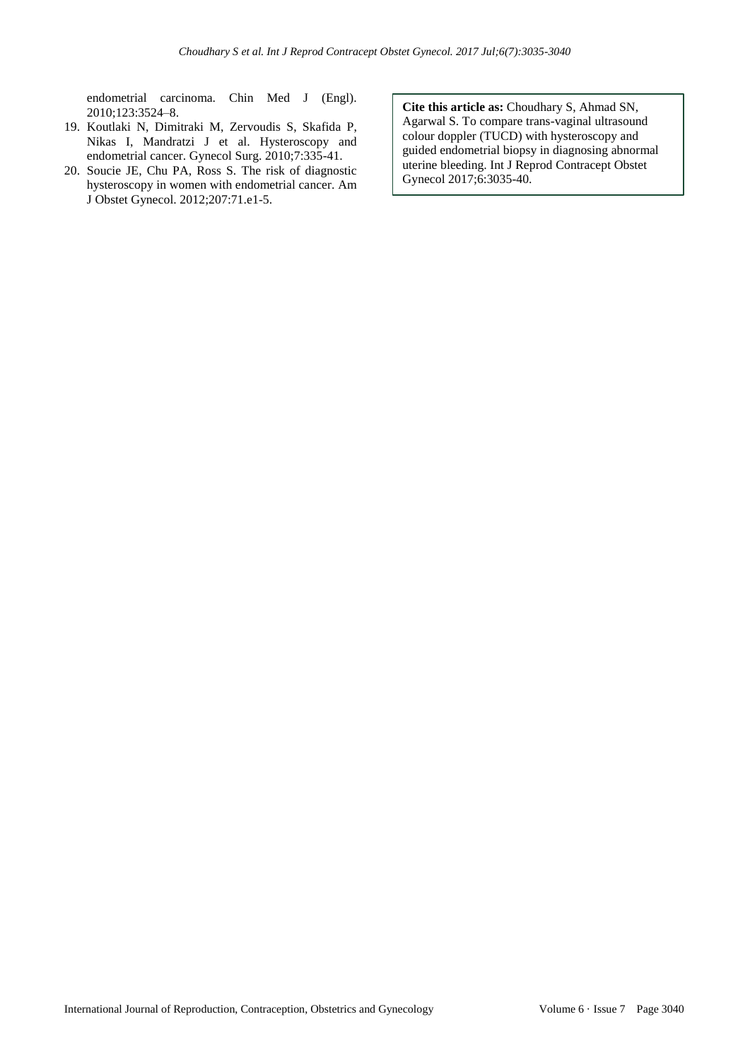endometrial carcinoma. Chin Med J (Engl). 2010;123:3524–8.

19. Koutlaki N, Dimitraki M, Zervoudis S, Skafida P, Nikas I, Mandratzi J et al. Hysteroscopy and endometrial cancer. Gynecol Surg. 2010;7:335-41.
20. Soucie JE, Chu PA, Ross S. The risk of diagnostic hysteroscopy in women with endometrial cancer. Am J Obstet Gynecol. 2012;207:71.e1-5.

**Cite this article as:** Choudhary S, Ahmad SN, Agarwal S. To compare trans-vaginal ultrasound colour doppler (TUCD) with hysteroscopy and guided endometrial biopsy in diagnosing abnormal uterine bleeding. Int J Reprod Contracept Obstet Gynecol 2017;6:3035-40.